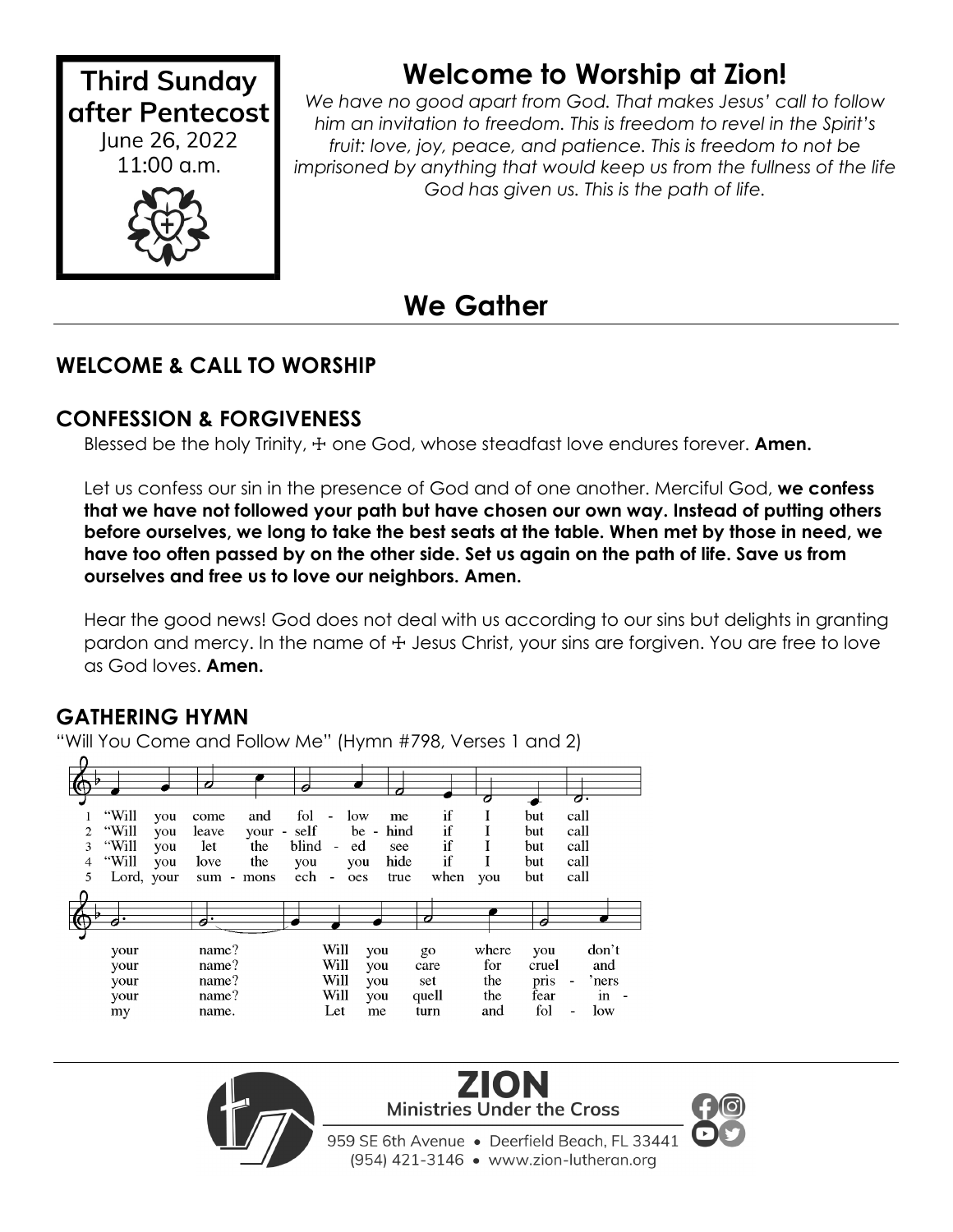**Third Sunday after Pentecost**
June 26, 2022
11:00 a.m.

# Welcome to Worship at Zion!

*We have no good apart from God. That makes Jesus' call to follow him an invitation to freedom. This is freedom to revel in the Spirit's fruit: love, joy, peace, and patience. This is freedom to not be imprisoned by anything that would keep us from the fullness of the life God has given us. This is the path of life.*

# We Gather

## WELCOME & CALL TO WORSHIP

## CONFESSION & FORGIVENESS

Blessed be the holy Trinity, ☩ one God, whose steadfast love endures forever. **Amen.**

Let us confess our sin in the presence of God and of one another. Merciful God, **we confess that we have not followed your path but have chosen our own way. Instead of putting others before ourselves, we long to take the best seats at the table. When met by those in need, we have too often passed by on the other side. Set us again on the path of life. Save us from ourselves and free us to love our neighbors. Amen.**

Hear the good news! God does not deal with us according to our sins but delights in granting pardon and mercy. In the name of ☩ Jesus Christ, your sins are forgiven. You are free to love as God loves. **Amen.**

## GATHERING HYMN

"Will You Come and Follow Me" (Hymn #798, Verses 1 and 2)

1 "Will you come and fol - low me if I but call your name? Will you go where you don't
2 "Will you leave your - self be - hind if I but call your name? Will you care for cruel and
3 "Will you let the blind - ed see if I but call your name? Will you set the pris - 'ners
4 "Will you love the you you hide if I but call your name? Will you quell the fear in -
5 Lord, your sum - mons ech - oes true when you but call my name. Let me turn and fol - low

**ZION** Ministries Under the Cross
959 SE 6th Avenue • Deerfield Beach, FL 33441
(954) 421-3146 • www.zion-lutheran.org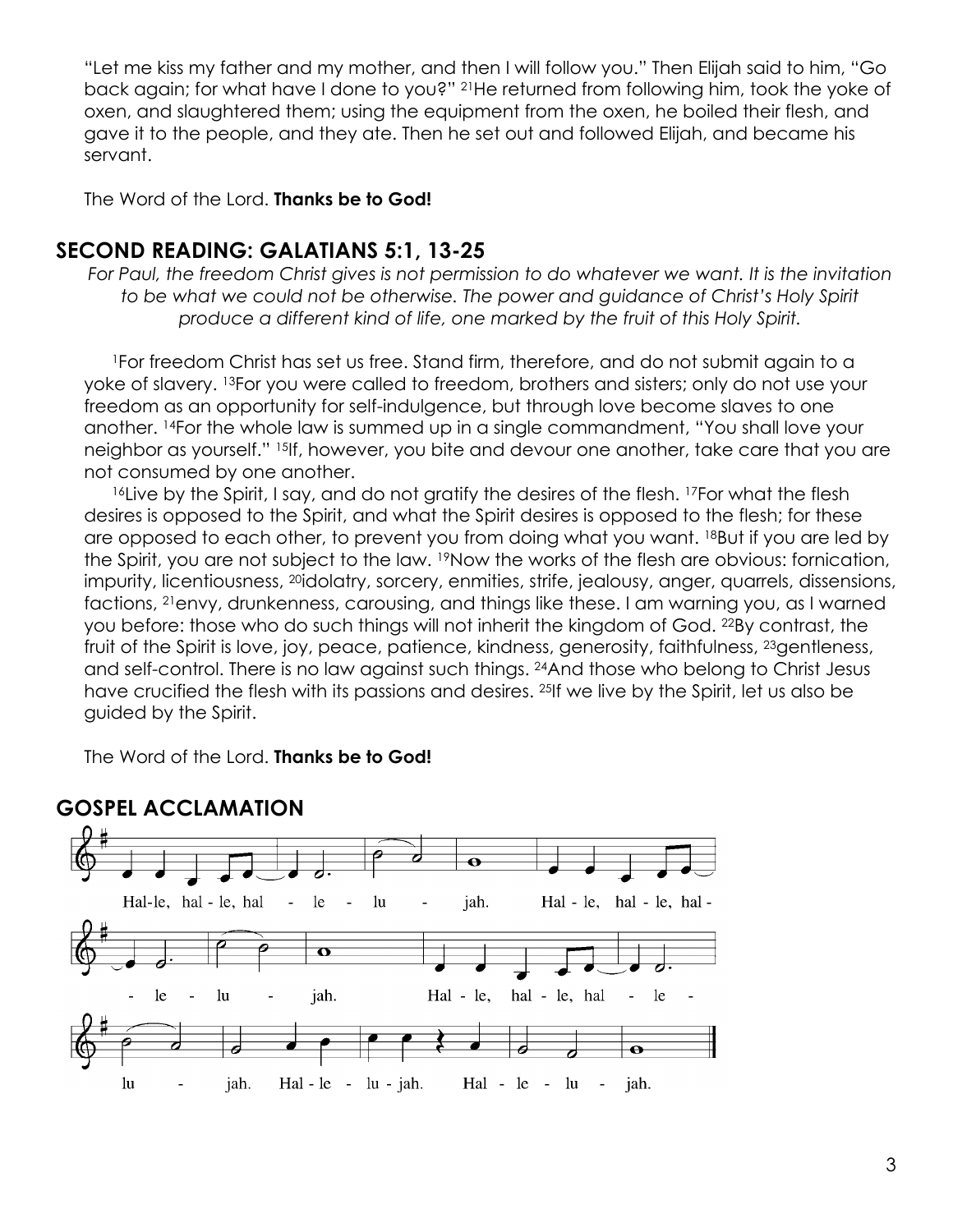"Let me kiss my father and my mother, and then I will follow you." Then Elijah said to him, "Go back again; for what have I done to you?" [21]He returned from following him, took the yoke of oxen, and slaughtered them; using the equipment from the oxen, he boiled their flesh, and gave it to the people, and they ate. Then he set out and followed Elijah, and became his servant.

The Word of the Lord. **Thanks be to God!**

## SECOND READING: GALATIANS 5:1, 13-25

*For Paul, the freedom Christ gives is not permission to do whatever we want. It is the invitation to be what we could not be otherwise. The power and guidance of Christ's Holy Spirit produce a different kind of life, one marked by the fruit of this Holy Spirit.*

[1]For freedom Christ has set us free. Stand firm, therefore, and do not submit again to a yoke of slavery. [13]For you were called to freedom, brothers and sisters; only do not use your freedom as an opportunity for self-indulgence, but through love become slaves to one another. [14]For the whole law is summed up in a single commandment, "You shall love your neighbor as yourself." [15]If, however, you bite and devour one another, take care that you are not consumed by one another.

[16]Live by the Spirit, I say, and do not gratify the desires of the flesh. [17]For what the flesh desires is opposed to the Spirit, and what the Spirit desires is opposed to the flesh; for these are opposed to each other, to prevent you from doing what you want. [18]But if you are led by the Spirit, you are not subject to the law. [19]Now the works of the flesh are obvious: fornication, impurity, licentiousness, [20]idolatry, sorcery, enmities, strife, jealousy, anger, quarrels, dissensions, factions, [21]envy, drunkenness, carousing, and things like these. I am warning you, as I warned you before: those who do such things will not inherit the kingdom of God. [22]By contrast, the fruit of the Spirit is love, joy, peace, patience, kindness, generosity, faithfulness, [23]gentleness, and self-control. There is no law against such things. [24]And those who belong to Christ Jesus have crucified the flesh with its passions and desires. [25]If we live by the Spirit, let us also be guided by the Spirit.

The Word of the Lord. **Thanks be to God!**

## GOSPEL ACCLAMATION

Hal-le, hal - le, hal - le - lu - jah. Hal - le, hal - le, hal - le - lu - jah. Hal - le, hal - le, hal - le - lu - jah. Hal - le - lu - jah. Hal - le - lu - jah.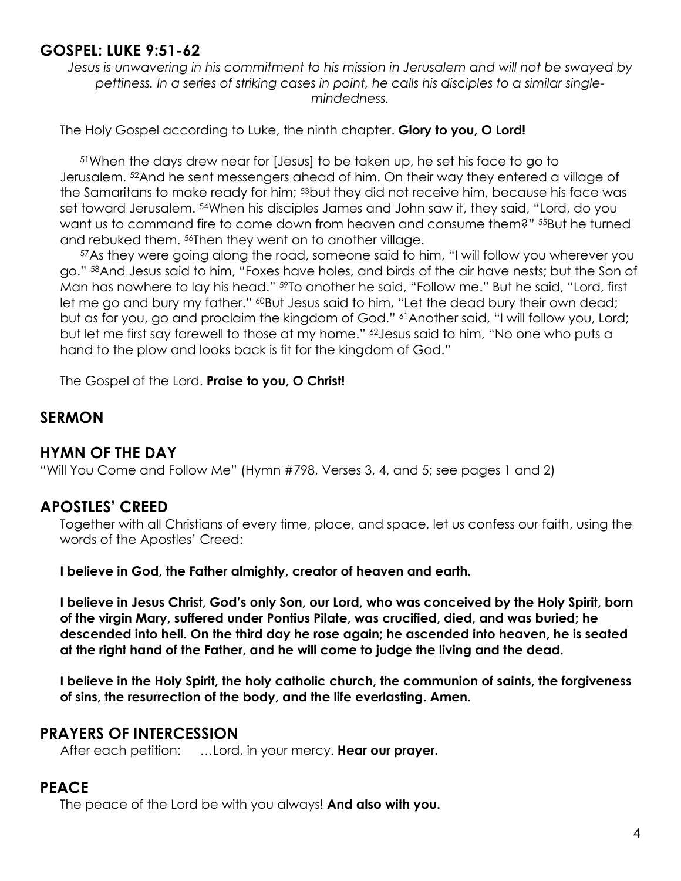## GOSPEL: LUKE 9:51-62

*Jesus is unwavering in his commitment to his mission in Jerusalem and will not be swayed by pettiness. In a series of striking cases in point, he calls his disciples to a similar single-mindedness.*

The Holy Gospel according to Luke, the ninth chapter. **Glory to you, O Lord!**

51When the days drew near for [Jesus] to be taken up, he set his face to go to Jerusalem. 52And he sent messengers ahead of him. On their way they entered a village of the Samaritans to make ready for him; 53but they did not receive him, because his face was set toward Jerusalem. 54When his disciples James and John saw it, they said, "Lord, do you want us to command fire to come down from heaven and consume them?" 55But he turned and rebuked them. 56Then they went on to another village.

57As they were going along the road, someone said to him, "I will follow you wherever you go." 58And Jesus said to him, "Foxes have holes, and birds of the air have nests; but the Son of Man has nowhere to lay his head." 59To another he said, "Follow me." But he said, "Lord, first let me go and bury my father." 60But Jesus said to him, "Let the dead bury their own dead; but as for you, go and proclaim the kingdom of God." 61Another said, "I will follow you, Lord; but let me first say farewell to those at my home." 62Jesus said to him, "No one who puts a hand to the plow and looks back is fit for the kingdom of God."

The Gospel of the Lord. **Praise to you, O Christ!**

## SERMON

## HYMN OF THE DAY

"Will You Come and Follow Me" (Hymn #798, Verses 3, 4, and 5; see pages 1 and 2)

## APOSTLES' CREED

Together with all Christians of every time, place, and space, let us confess our faith, using the words of the Apostles' Creed:

**I believe in God, the Father almighty, creator of heaven and earth.**

**I believe in Jesus Christ, God's only Son, our Lord, who was conceived by the Holy Spirit, born of the virgin Mary, suffered under Pontius Pilate, was crucified, died, and was buried; he descended into hell. On the third day he rose again; he ascended into heaven, he is seated at the right hand of the Father, and he will come to judge the living and the dead.**

**I believe in the Holy Spirit, the holy catholic church, the communion of saints, the forgiveness of sins, the resurrection of the body, and the life everlasting. Amen.**

## PRAYERS OF INTERCESSION

After each petition: …Lord, in your mercy. **Hear our prayer.**

## PEACE

The peace of the Lord be with you always! **And also with you.**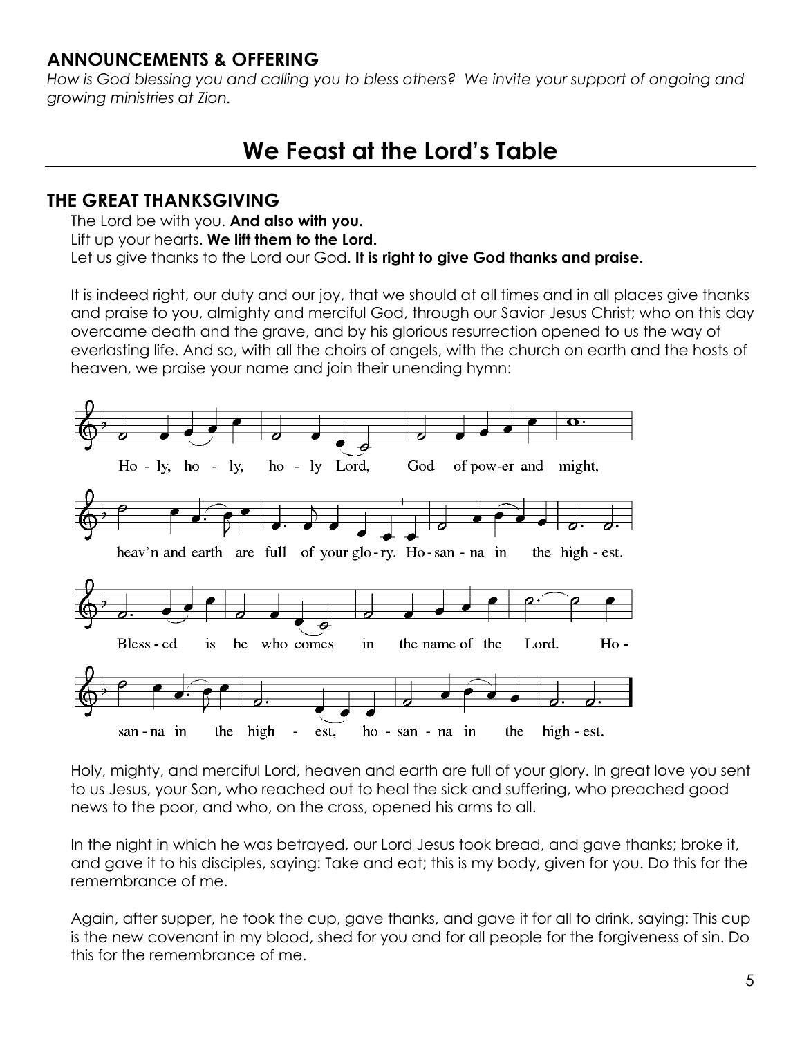## ANNOUNCEMENTS & OFFERING

*How is God blessing you and calling you to bless others? We invite your support of ongoing and growing ministries at Zion.*

# We Feast at the Lord's Table

## THE GREAT THANKSGIVING

The Lord be with you. **And also with you.**
Lift up your hearts. **We lift them to the Lord.**
Let us give thanks to the Lord our God. **It is right to give God thanks and praise.**

It is indeed right, our duty and our joy, that we should at all times and in all places give thanks and praise to you, almighty and merciful God, through our Savior Jesus Christ; who on this day overcame death and the grave, and by his glorious resurrection opened to us the way of everlasting life. And so, with all the choirs of angels, with the church on earth and the hosts of heaven, we praise your name and join their unending hymn:

Ho - ly, ho - ly, ho - ly Lord, God of pow-er and might,
heav'n and earth are full of your glo-ry. Ho-san-na in the high-est.
Bless-ed is he who comes in the name of the Lord. Ho-
san-na in the high - est, ho - san - na in the high-est.

Holy, mighty, and merciful Lord, heaven and earth are full of your glory. In great love you sent to us Jesus, your Son, who reached out to heal the sick and suffering, who preached good news to the poor, and who, on the cross, opened his arms to all.

In the night in which he was betrayed, our Lord Jesus took bread, and gave thanks; broke it, and gave it to his disciples, saying: Take and eat; this is my body, given for you. Do this for the remembrance of me.

Again, after supper, he took the cup, gave thanks, and gave it for all to drink, saying: This cup is the new covenant in my blood, shed for you and for all people for the forgiveness of sin. Do this for the remembrance of me.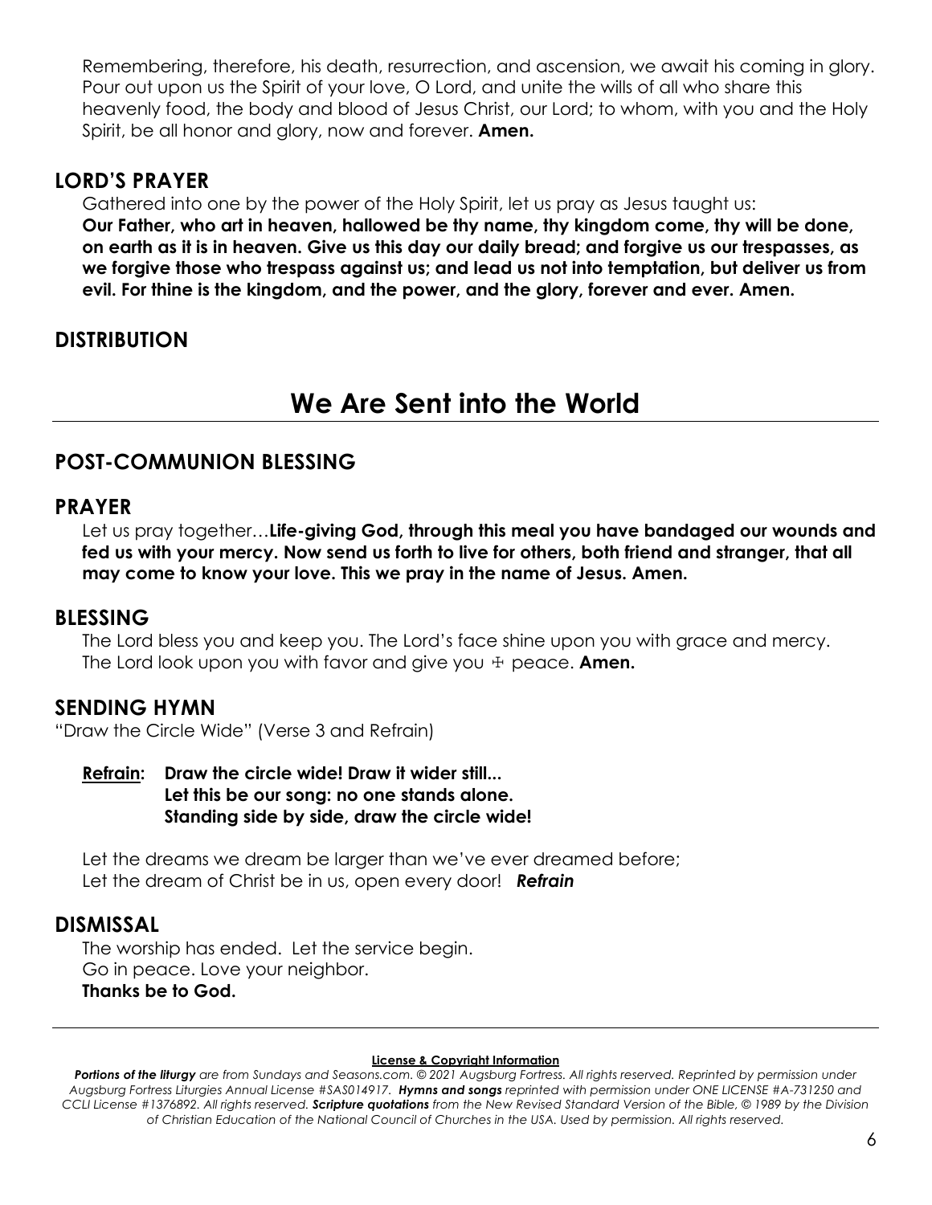Remembering, therefore, his death, resurrection, and ascension, we await his coming in glory. Pour out upon us the Spirit of your love, O Lord, and unite the wills of all who share this heavenly food, the body and blood of Jesus Christ, our Lord; to whom, with you and the Holy Spirit, be all honor and glory, now and forever. **Amen.**

### LORD'S PRAYER

Gathered into one by the power of the Holy Spirit, let us pray as Jesus taught us:
**Our Father, who art in heaven, hallowed be thy name, thy kingdom come, thy will be done, on earth as it is in heaven. Give us this day our daily bread; and forgive us our trespasses, as we forgive those who trespass against us; and lead us not into temptation, but deliver us from evil. For thine is the kingdom, and the power, and the glory, forever and ever. Amen.**

### DISTRIBUTION

## We Are Sent into the World

### POST-COMMUNION BLESSING

### PRAYER

Let us pray together…**Life-giving God, through this meal you have bandaged our wounds and fed us with your mercy. Now send us forth to live for others, both friend and stranger, that all may come to know your love. This we pray in the name of Jesus. Amen.**

### BLESSING

The Lord bless you and keep you. The Lord's face shine upon you with grace and mercy. The Lord look upon you with favor and give you ☩ peace. **Amen.**

### SENDING HYMN

"Draw the Circle Wide" (Verse 3 and Refrain)

**Refrain: Draw the circle wide! Draw it wider still...**
**Let this be our song: no one stands alone.**
**Standing side by side, draw the circle wide!**

Let the dreams we dream be larger than we've ever dreamed before;
Let the dream of Christ be in us, open every door! ***Refrain***

### DISMISSAL

The worship has ended. Let the service begin.
Go in peace. Love your neighbor.
**Thanks be to God.**

---

**License & Copyright Information**

***Portions of the liturgy*** *are from Sundays and Seasons.com. © 2021 Augsburg Fortress. All rights reserved. Reprinted by permission under Augsburg Fortress Liturgies Annual License #SAS014917.* ***Hymns and songs*** *reprinted with permission under ONE LICENSE #A-731250 and CCLI License #1376892. All rights reserved.* ***Scripture quotations*** *from the New Revised Standard Version of the Bible, © 1989 by the Division of Christian Education of the National Council of Churches in the USA. Used by permission. All rights reserved.*